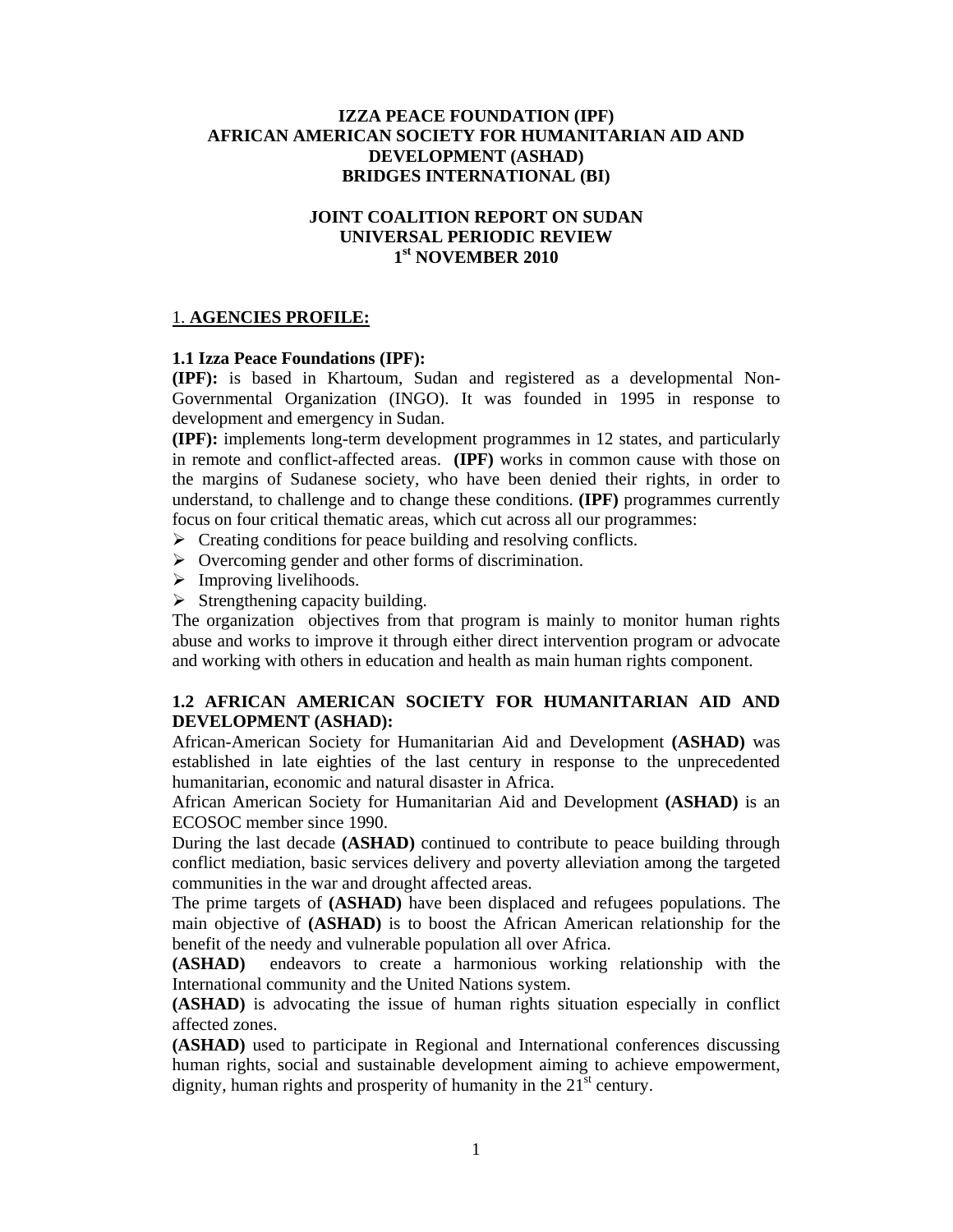**IZZA PEACE FOUNDATION (IPF)**
**AFRICAN AMERICAN SOCIETY FOR HUMANITARIAN AID AND DEVELOPMENT (ASHAD)**
**BRIDGES INTERNATIONAL (BI)**

**JOINT COALITION REPORT ON SUDAN**
**UNIVERSAL PERIODIC REVIEW**
**1st NOVEMBER 2010**

## 1. AGENCIES PROFILE:

### 1.1 Izza Peace Foundations (IPF):

**(IPF):** is based in Khartoum, Sudan and registered as a developmental Non-Governmental Organization (INGO). It was founded in 1995 in response to development and emergency in Sudan.

**(IPF):** implements long-term development programmes in 12 states, and particularly in remote and conflict-affected areas. **(IPF)** works in common cause with those on the margins of Sudanese society, who have been denied their rights, in order to understand, to challenge and to change these conditions. **(IPF)** programmes currently focus on four critical thematic areas, which cut across all our programmes:

- Creating conditions for peace building and resolving conflicts.
- Overcoming gender and other forms of discrimination.
- Improving livelihoods.
- Strengthening capacity building.

The organization objectives from that program is mainly to monitor human rights abuse and works to improve it through either direct intervention program or advocate and working with others in education and health as main human rights component.

### 1.2 AFRICAN AMERICAN SOCIETY FOR HUMANITARIAN AID AND DEVELOPMENT (ASHAD):

African-American Society for Humanitarian Aid and Development **(ASHAD)** was established in late eighties of the last century in response to the unprecedented humanitarian, economic and natural disaster in Africa.

African American Society for Humanitarian Aid and Development **(ASHAD)** is an ECOSOC member since 1990.

During the last decade **(ASHAD)** continued to contribute to peace building through conflict mediation, basic services delivery and poverty alleviation among the targeted communities in the war and drought affected areas.

The prime targets of **(ASHAD)** have been displaced and refugees populations. The main objective of **(ASHAD)** is to boost the African American relationship for the benefit of the needy and vulnerable population all over Africa.

**(ASHAD)** endeavors to create a harmonious working relationship with the International community and the United Nations system.

**(ASHAD)** is advocating the issue of human rights situation especially in conflict affected zones.

**(ASHAD)** used to participate in Regional and International conferences discussing human rights, social and sustainable development aiming to achieve empowerment, dignity, human rights and prosperity of humanity in the 21st century.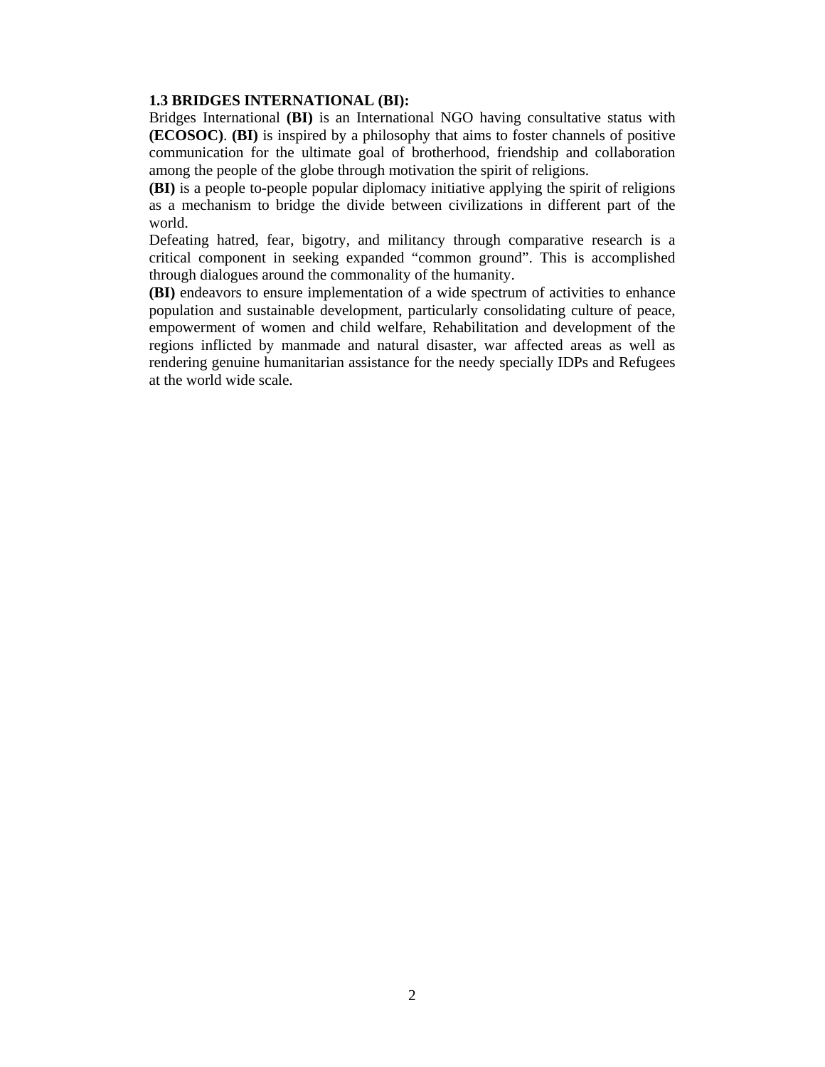**1.3 BRIDGES INTERNATIONAL (BI):**

Bridges International **(BI)** is an International NGO having consultative status with **(ECOSOC)**. **(BI)** is inspired by a philosophy that aims to foster channels of positive communication for the ultimate goal of brotherhood, friendship and collaboration among the people of the globe through motivation the spirit of religions.

**(BI)** is a people to-people popular diplomacy initiative applying the spirit of religions as a mechanism to bridge the divide between civilizations in different part of the world.

Defeating hatred, fear, bigotry, and militancy through comparative research is a critical component in seeking expanded "common ground". This is accomplished through dialogues around the commonality of the humanity.

**(BI)** endeavors to ensure implementation of a wide spectrum of activities to enhance population and sustainable development, particularly consolidating culture of peace, empowerment of women and child welfare, Rehabilitation and development of the regions inflicted by manmade and natural disaster, war affected areas as well as rendering genuine humanitarian assistance for the needy specially IDPs and Refugees at the world wide scale.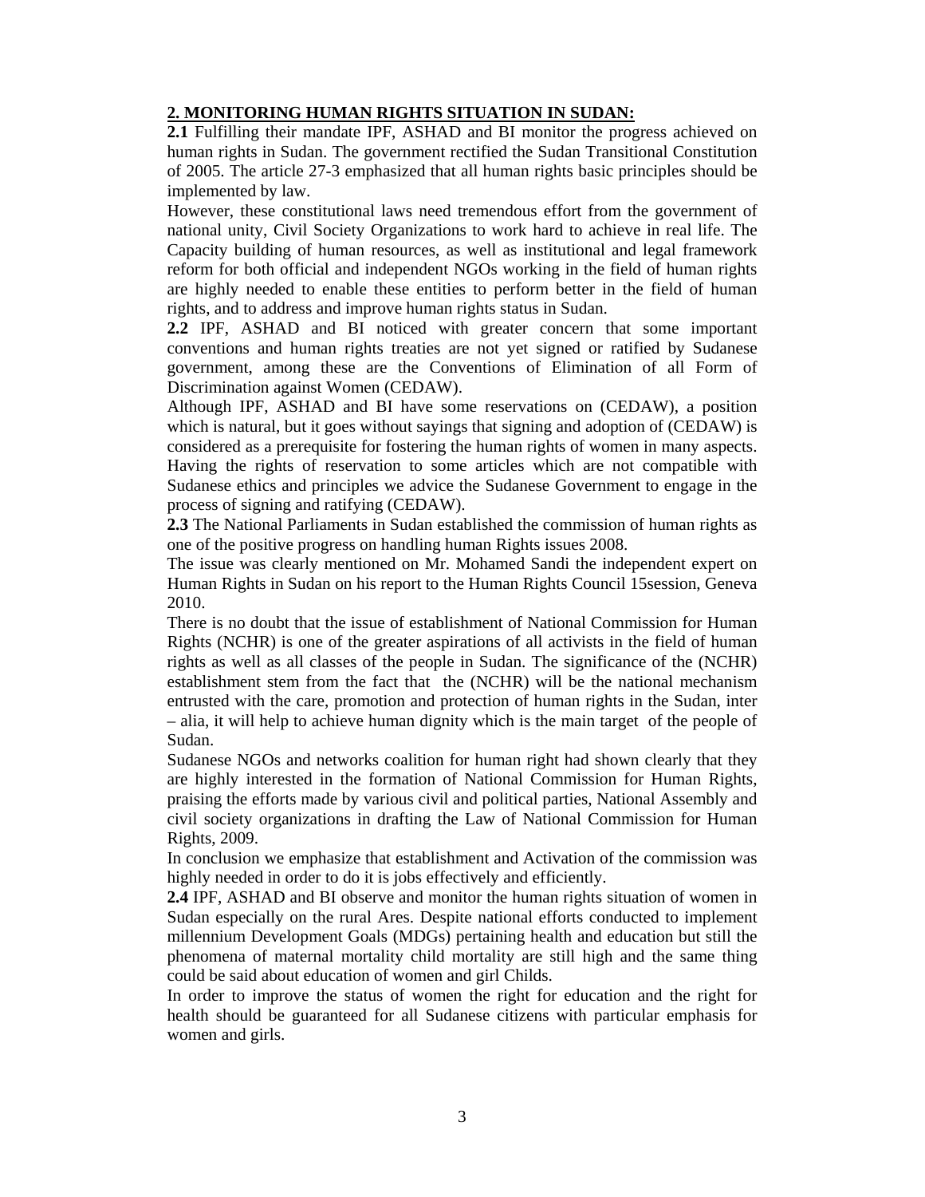## 2. MONITORING HUMAN RIGHTS SITUATION IN SUDAN:

**2.1** Fulfilling their mandate IPF, ASHAD and BI monitor the progress achieved on human rights in Sudan. The government rectified the Sudan Transitional Constitution of 2005. The article 27-3 emphasized that all human rights basic principles should be implemented by law.

However, these constitutional laws need tremendous effort from the government of national unity, Civil Society Organizations to work hard to achieve in real life. The Capacity building of human resources, as well as institutional and legal framework reform for both official and independent NGOs working in the field of human rights are highly needed to enable these entities to perform better in the field of human rights, and to address and improve human rights status in Sudan.

**2.2** IPF, ASHAD and BI noticed with greater concern that some important conventions and human rights treaties are not yet signed or ratified by Sudanese government, among these are the Conventions of Elimination of all Form of Discrimination against Women (CEDAW).

Although IPF, ASHAD and BI have some reservations on (CEDAW), a position which is natural, but it goes without sayings that signing and adoption of (CEDAW) is considered as a prerequisite for fostering the human rights of women in many aspects. Having the rights of reservation to some articles which are not compatible with Sudanese ethics and principles we advice the Sudanese Government to engage in the process of signing and ratifying (CEDAW).

**2.3** The National Parliaments in Sudan established the commission of human rights as one of the positive progress on handling human Rights issues 2008.

The issue was clearly mentioned on Mr. Mohamed Sandi the independent expert on Human Rights in Sudan on his report to the Human Rights Council 15session, Geneva 2010.

There is no doubt that the issue of establishment of National Commission for Human Rights (NCHR) is one of the greater aspirations of all activists in the field of human rights as well as all classes of the people in Sudan. The significance of the (NCHR) establishment stem from the fact that the (NCHR) will be the national mechanism entrusted with the care, promotion and protection of human rights in the Sudan, inter – alia, it will help to achieve human dignity which is the main target of the people of Sudan.

Sudanese NGOs and networks coalition for human right had shown clearly that they are highly interested in the formation of National Commission for Human Rights, praising the efforts made by various civil and political parties, National Assembly and civil society organizations in drafting the Law of National Commission for Human Rights, 2009.

In conclusion we emphasize that establishment and Activation of the commission was highly needed in order to do it is jobs effectively and efficiently.

**2.4** IPF, ASHAD and BI observe and monitor the human rights situation of women in Sudan especially on the rural Ares. Despite national efforts conducted to implement millennium Development Goals (MDGs) pertaining health and education but still the phenomena of maternal mortality child mortality are still high and the same thing could be said about education of women and girl Childs.

In order to improve the status of women the right for education and the right for health should be guaranteed for all Sudanese citizens with particular emphasis for women and girls.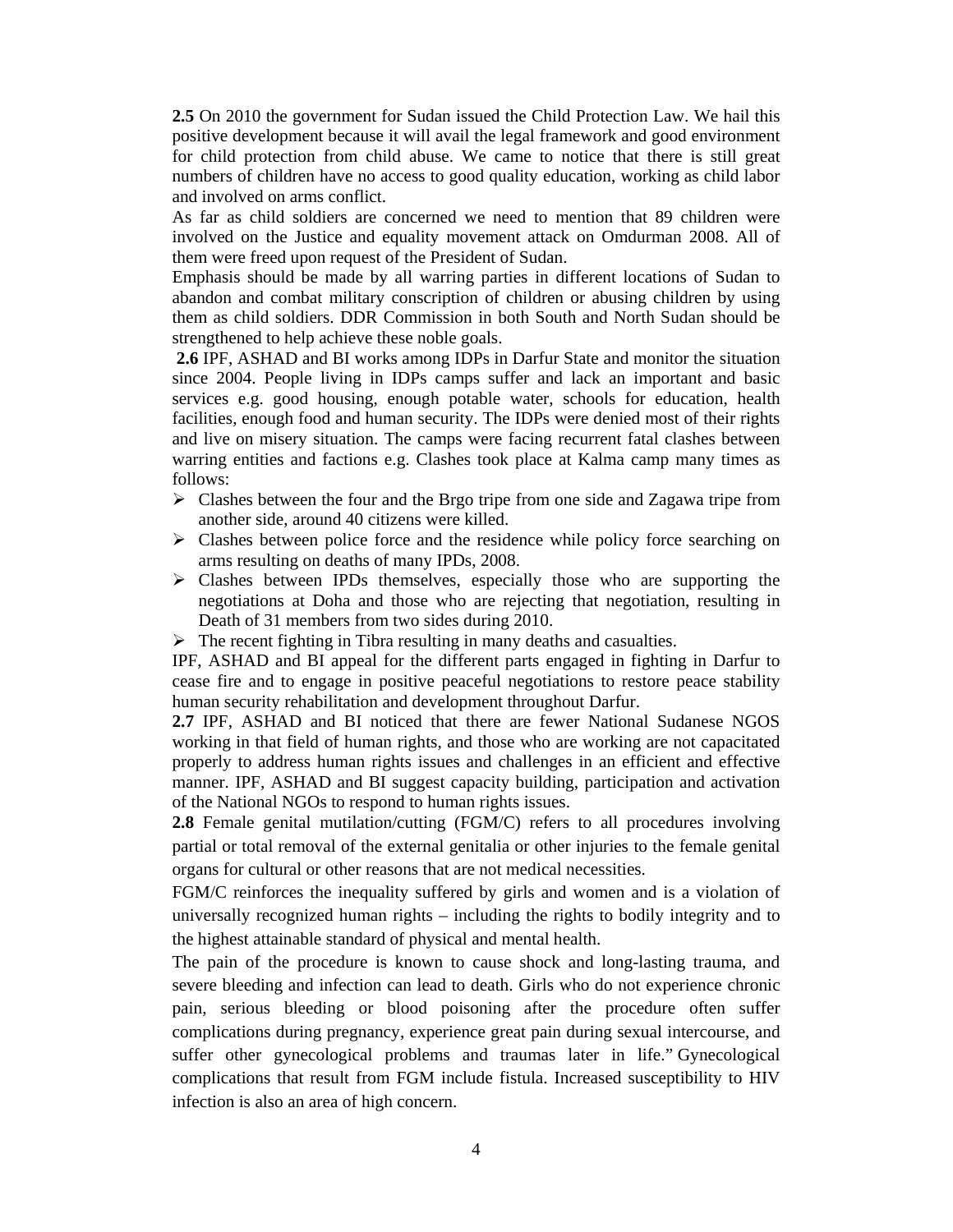**2.5** On 2010 the government for Sudan issued the Child Protection Law. We hail this positive development because it will avail the legal framework and good environment for child protection from child abuse. We came to notice that there is still great numbers of children have no access to good quality education, working as child labor and involved on arms conflict.

As far as child soldiers are concerned we need to mention that 89 children were involved on the Justice and equality movement attack on Omdurman 2008. All of them were freed upon request of the President of Sudan.

Emphasis should be made by all warring parties in different locations of Sudan to abandon and combat military conscription of children or abusing children by using them as child soldiers. DDR Commission in both South and North Sudan should be strengthened to help achieve these noble goals.

**2.6** IPF, ASHAD and BI works among IDPs in Darfur State and monitor the situation since 2004. People living in IDPs camps suffer and lack an important and basic services e.g. good housing, enough potable water, schools for education, health facilities, enough food and human security. The IDPs were denied most of their rights and live on misery situation. The camps were facing recurrent fatal clashes between warring entities and factions e.g. Clashes took place at Kalma camp many times as follows:

- Clashes between the four and the Brgo tripe from one side and Zagawa tripe from another side, around 40 citizens were killed.
- Clashes between police force and the residence while policy force searching on arms resulting on deaths of many IPDs, 2008.
- Clashes between IPDs themselves, especially those who are supporting the negotiations at Doha and those who are rejecting that negotiation, resulting in Death of 31 members from two sides during 2010.
- The recent fighting in Tibra resulting in many deaths and casualties.

IPF, ASHAD and BI appeal for the different parts engaged in fighting in Darfur to cease fire and to engage in positive peaceful negotiations to restore peace stability human security rehabilitation and development throughout Darfur.

**2.7** IPF, ASHAD and BI noticed that there are fewer National Sudanese NGOS working in that field of human rights, and those who are working are not capacitated properly to address human rights issues and challenges in an efficient and effective manner. IPF, ASHAD and BI suggest capacity building, participation and activation of the National NGOs to respond to human rights issues.

**2.8** Female genital mutilation/cutting (FGM/C) refers to all procedures involving partial or total removal of the external genitalia or other injuries to the female genital organs for cultural or other reasons that are not medical necessities.

FGM/C reinforces the inequality suffered by girls and women and is a violation of universally recognized human rights – including the rights to bodily integrity and to the highest attainable standard of physical and mental health.

The pain of the procedure is known to cause shock and long-lasting trauma, and severe bleeding and infection can lead to death. Girls who do not experience chronic pain, serious bleeding or blood poisoning after the procedure often suffer complications during pregnancy, experience great pain during sexual intercourse, and suffer other gynecological problems and traumas later in life." Gynecological complications that result from FGM include fistula. Increased susceptibility to HIV infection is also an area of high concern.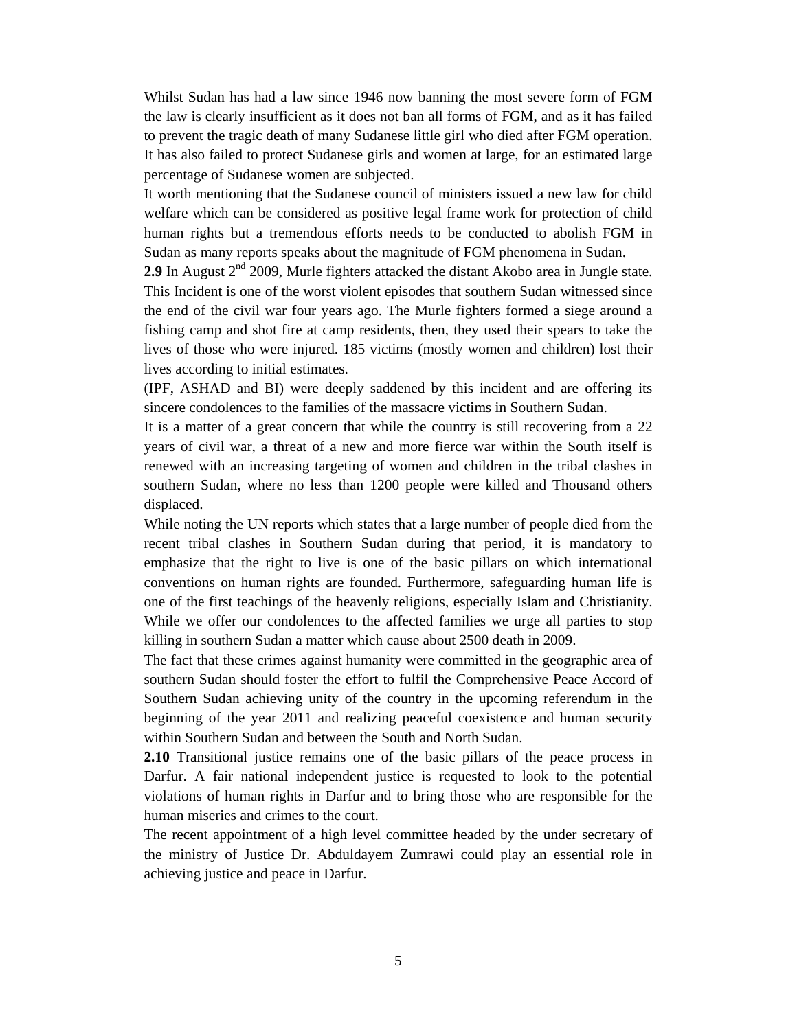Whilst Sudan has had a law since 1946 now banning the most severe form of FGM the law is clearly insufficient as it does not ban all forms of FGM, and as it has failed to prevent the tragic death of many Sudanese little girl who died after FGM operation. It has also failed to protect Sudanese girls and women at large, for an estimated large percentage of Sudanese women are subjected.

It worth mentioning that the Sudanese council of ministers issued a new law for child welfare which can be considered as positive legal frame work for protection of child human rights but a tremendous efforts needs to be conducted to abolish FGM in Sudan as many reports speaks about the magnitude of FGM phenomena in Sudan.

**2.9** In August 2nd 2009, Murle fighters attacked the distant Akobo area in Jungle state. This Incident is one of the worst violent episodes that southern Sudan witnessed since the end of the civil war four years ago. The Murle fighters formed a siege around a fishing camp and shot fire at camp residents, then, they used their spears to take the lives of those who were injured. 185 victims (mostly women and children) lost their lives according to initial estimates.

(IPF, ASHAD and BI) were deeply saddened by this incident and are offering its sincere condolences to the families of the massacre victims in Southern Sudan.

It is a matter of a great concern that while the country is still recovering from a 22 years of civil war, a threat of a new and more fierce war within the South itself is renewed with an increasing targeting of women and children in the tribal clashes in southern Sudan, where no less than 1200 people were killed and Thousand others displaced.

While noting the UN reports which states that a large number of people died from the recent tribal clashes in Southern Sudan during that period, it is mandatory to emphasize that the right to live is one of the basic pillars on which international conventions on human rights are founded. Furthermore, safeguarding human life is one of the first teachings of the heavenly religions, especially Islam and Christianity. While we offer our condolences to the affected families we urge all parties to stop killing in southern Sudan a matter which cause about 2500 death in 2009.

The fact that these crimes against humanity were committed in the geographic area of southern Sudan should foster the effort to fulfil the Comprehensive Peace Accord of Southern Sudan achieving unity of the country in the upcoming referendum in the beginning of the year 2011 and realizing peaceful coexistence and human security within Southern Sudan and between the South and North Sudan.

**2.10** Transitional justice remains one of the basic pillars of the peace process in Darfur. A fair national independent justice is requested to look to the potential violations of human rights in Darfur and to bring those who are responsible for the human miseries and crimes to the court.

The recent appointment of a high level committee headed by the under secretary of the ministry of Justice Dr. Abduldayem Zumrawi could play an essential role in achieving justice and peace in Darfur.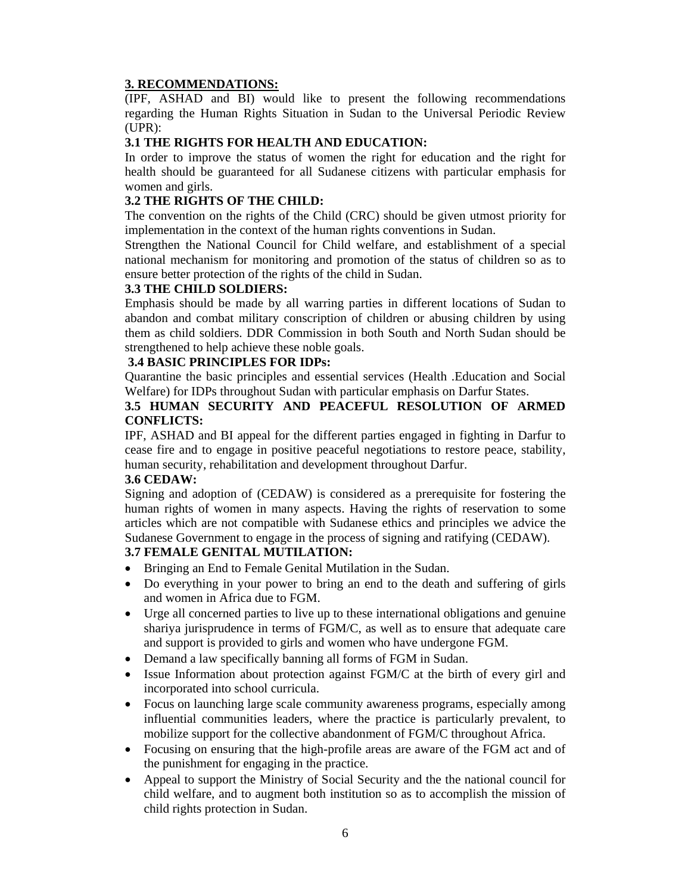## 3. RECOMMENDATIONS:

(IPF, ASHAD and BI) would like to present the following recommendations regarding the Human Rights Situation in Sudan to the Universal Periodic Review (UPR):

### 3.1 THE RIGHTS FOR HEALTH AND EDUCATION:

In order to improve the status of women the right for education and the right for health should be guaranteed for all Sudanese citizens with particular emphasis for women and girls.

### 3.2 THE RIGHTS OF THE CHILD:

The convention on the rights of the Child (CRC) should be given utmost priority for implementation in the context of the human rights conventions in Sudan.

Strengthen the National Council for Child welfare, and establishment of a special national mechanism for monitoring and promotion of the status of children so as to ensure better protection of the rights of the child in Sudan.

### 3.3 THE CHILD SOLDIERS:

Emphasis should be made by all warring parties in different locations of Sudan to abandon and combat military conscription of children or abusing children by using them as child soldiers. DDR Commission in both South and North Sudan should be strengthened to help achieve these noble goals.

### 3.4 BASIC PRINCIPLES FOR IDPs:

Quarantine the basic principles and essential services (Health .Education and Social Welfare) for IDPs throughout Sudan with particular emphasis on Darfur States.

### 3.5 HUMAN SECURITY AND PEACEFUL RESOLUTION OF ARMED CONFLICTS:

IPF, ASHAD and BI appeal for the different parties engaged in fighting in Darfur to cease fire and to engage in positive peaceful negotiations to restore peace, stability, human security, rehabilitation and development throughout Darfur.

### 3.6 CEDAW:

Signing and adoption of (CEDAW) is considered as a prerequisite for fostering the human rights of women in many aspects. Having the rights of reservation to some articles which are not compatible with Sudanese ethics and principles we advice the Sudanese Government to engage in the process of signing and ratifying (CEDAW).

### 3.7 FEMALE GENITAL MUTILATION:

- Bringing an End to Female Genital Mutilation in the Sudan.
- Do everything in your power to bring an end to the death and suffering of girls and women in Africa due to FGM.
- Urge all concerned parties to live up to these international obligations and genuine shariya jurisprudence in terms of FGM/C, as well as to ensure that adequate care and support is provided to girls and women who have undergone FGM.
- Demand a law specifically banning all forms of FGM in Sudan.
- Issue Information about protection against FGM/C at the birth of every girl and incorporated into school curricula.
- Focus on launching large scale community awareness programs, especially among influential communities leaders, where the practice is particularly prevalent, to mobilize support for the collective abandonment of FGM/C throughout Africa.
- Focusing on ensuring that the high-profile areas are aware of the FGM act and of the punishment for engaging in the practice.
- Appeal to support the Ministry of Social Security and the the national council for child welfare, and to augment both institution so as to accomplish the mission of child rights protection in Sudan.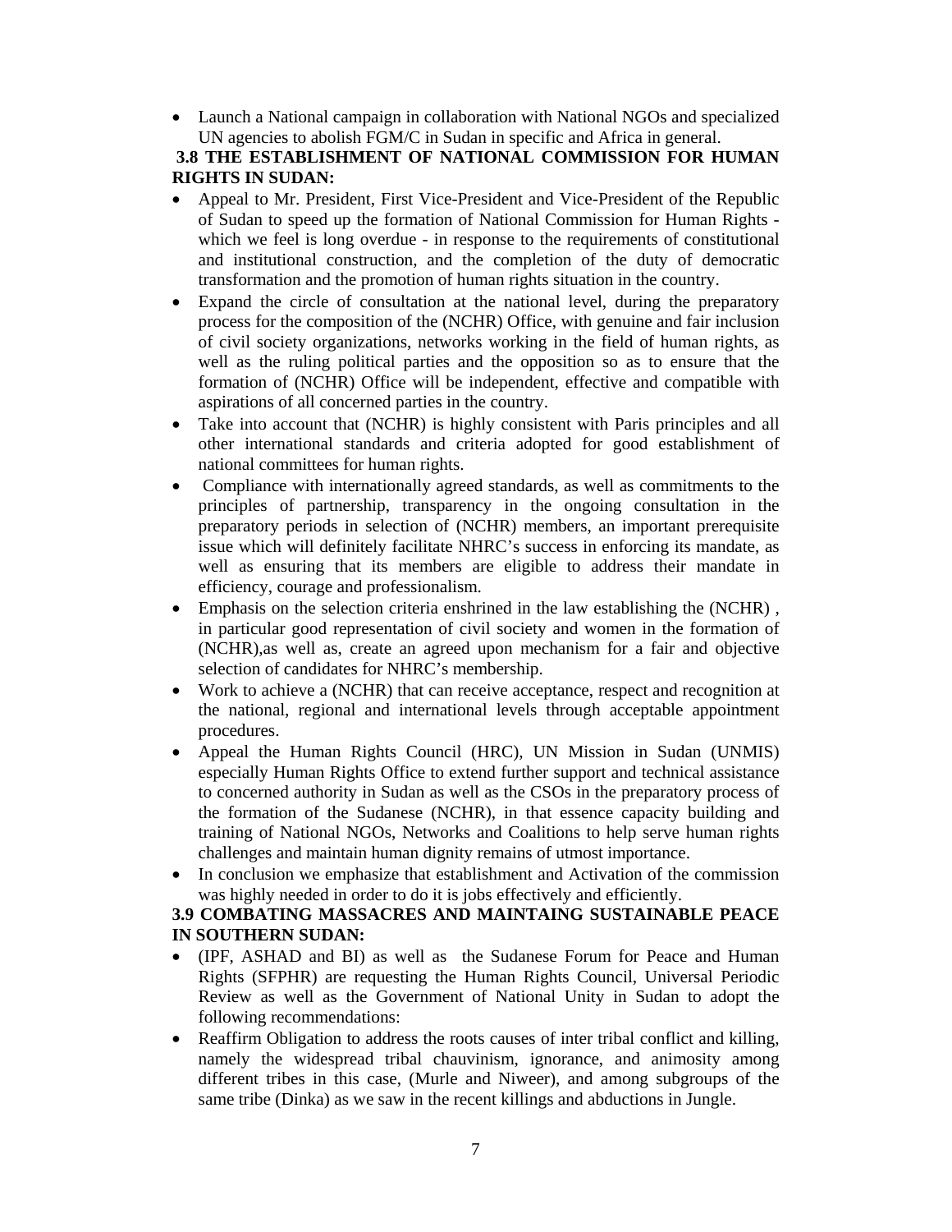- Launch a National campaign in collaboration with National NGOs and specialized UN agencies to abolish FGM/C in Sudan in specific and Africa in general.

**3.8 THE ESTABLISHMENT OF NATIONAL COMMISSION FOR HUMAN RIGHTS IN SUDAN:**

- Appeal to Mr. President, First Vice-President and Vice-President of the Republic of Sudan to speed up the formation of National Commission for Human Rights - which we feel is long overdue - in response to the requirements of constitutional and institutional construction, and the completion of the duty of democratic transformation and the promotion of human rights situation in the country.
- Expand the circle of consultation at the national level, during the preparatory process for the composition of the (NCHR) Office, with genuine and fair inclusion of civil society organizations, networks working in the field of human rights, as well as the ruling political parties and the opposition so as to ensure that the formation of (NCHR) Office will be independent, effective and compatible with aspirations of all concerned parties in the country.
- Take into account that (NCHR) is highly consistent with Paris principles and all other international standards and criteria adopted for good establishment of national committees for human rights.
- Compliance with internationally agreed standards, as well as commitments to the principles of partnership, transparency in the ongoing consultation in the preparatory periods in selection of (NCHR) members, an important prerequisite issue which will definitely facilitate NHRC's success in enforcing its mandate, as well as ensuring that its members are eligible to address their mandate in efficiency, courage and professionalism.
- Emphasis on the selection criteria enshrined in the law establishing the (NCHR) , in particular good representation of civil society and women in the formation of (NCHR),as well as, create an agreed upon mechanism for a fair and objective selection of candidates for NHRC's membership.
- Work to achieve a (NCHR) that can receive acceptance, respect and recognition at the national, regional and international levels through acceptable appointment procedures.
- Appeal the Human Rights Council (HRC), UN Mission in Sudan (UNMIS) especially Human Rights Office to extend further support and technical assistance to concerned authority in Sudan as well as the CSOs in the preparatory process of the formation of the Sudanese (NCHR), in that essence capacity building and training of National NGOs, Networks and Coalitions to help serve human rights challenges and maintain human dignity remains of utmost importance.
- In conclusion we emphasize that establishment and Activation of the commission was highly needed in order to do it is jobs effectively and efficiently.

**3.9 COMBATING MASSACRES AND MAINTAING SUSTAINABLE PEACE IN SOUTHERN SUDAN:**

- (IPF, ASHAD and BI) as well as the Sudanese Forum for Peace and Human Rights (SFPHR) are requesting the Human Rights Council, Universal Periodic Review as well as the Government of National Unity in Sudan to adopt the following recommendations:
- Reaffirm Obligation to address the roots causes of inter tribal conflict and killing, namely the widespread tribal chauvinism, ignorance, and animosity among different tribes in this case, (Murle and Niweer), and among subgroups of the same tribe (Dinka) as we saw in the recent killings and abductions in Jungle.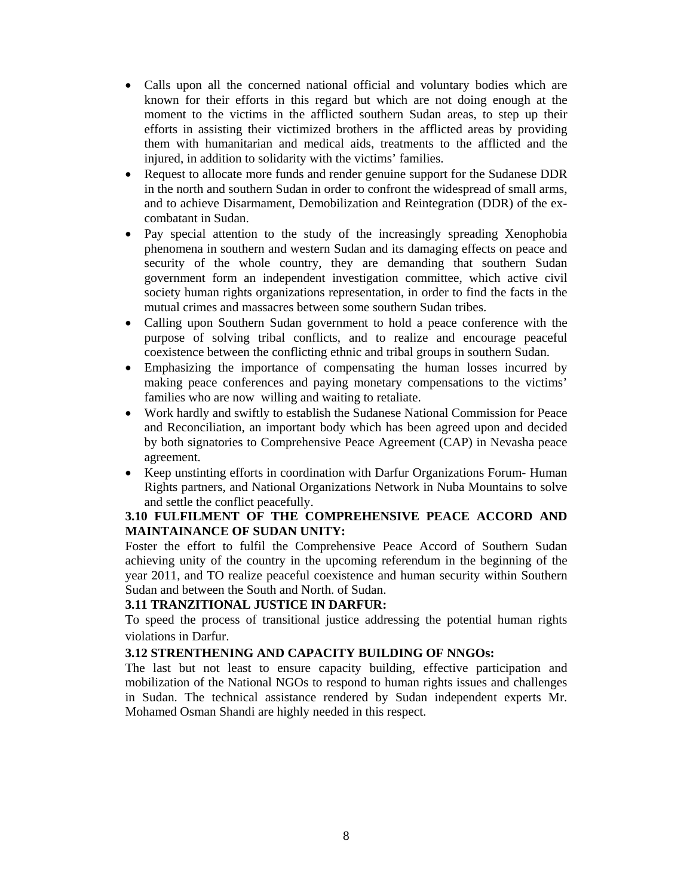- Calls upon all the concerned national official and voluntary bodies which are known for their efforts in this regard but which are not doing enough at the moment to the victims in the afflicted southern Sudan areas, to step up their efforts in assisting their victimized brothers in the afflicted areas by providing them with humanitarian and medical aids, treatments to the afflicted and the injured, in addition to solidarity with the victims' families.
- Request to allocate more funds and render genuine support for the Sudanese DDR in the north and southern Sudan in order to confront the widespread of small arms, and to achieve Disarmament, Demobilization and Reintegration (DDR) of the ex-combatant in Sudan.
- Pay special attention to the study of the increasingly spreading Xenophobia phenomena in southern and western Sudan and its damaging effects on peace and security of the whole country, they are demanding that southern Sudan government form an independent investigation committee, which active civil society human rights organizations representation, in order to find the facts in the mutual crimes and massacres between some southern Sudan tribes.
- Calling upon Southern Sudan government to hold a peace conference with the purpose of solving tribal conflicts, and to realize and encourage peaceful coexistence between the conflicting ethnic and tribal groups in southern Sudan.
- Emphasizing the importance of compensating the human losses incurred by making peace conferences and paying monetary compensations to the victims' families who are now willing and waiting to retaliate.
- Work hardly and swiftly to establish the Sudanese National Commission for Peace and Reconciliation, an important body which has been agreed upon and decided by both signatories to Comprehensive Peace Agreement (CAP) in Nevasha peace agreement.
- Keep unstinting efforts in coordination with Darfur Organizations Forum- Human Rights partners, and National Organizations Network in Nuba Mountains to solve and settle the conflict peacefully.

**3.10 FULFILMENT OF THE COMPREHENSIVE PEACE ACCORD AND MAINTAINANCE OF SUDAN UNITY:**

Foster the effort to fulfil the Comprehensive Peace Accord of Southern Sudan achieving unity of the country in the upcoming referendum in the beginning of the year 2011, and TO realize peaceful coexistence and human security within Southern Sudan and between the South and North. of Sudan.

**3.11 TRANZITIONAL JUSTICE IN DARFUR:**

To speed the process of transitional justice addressing the potential human rights violations in Darfur.

**3.12 STRENTHENING AND CAPACITY BUILDING OF NNGOs:**

The last but not least to ensure capacity building, effective participation and mobilization of the National NGOs to respond to human rights issues and challenges in Sudan. The technical assistance rendered by Sudan independent experts Mr. Mohamed Osman Shandi are highly needed in this respect.